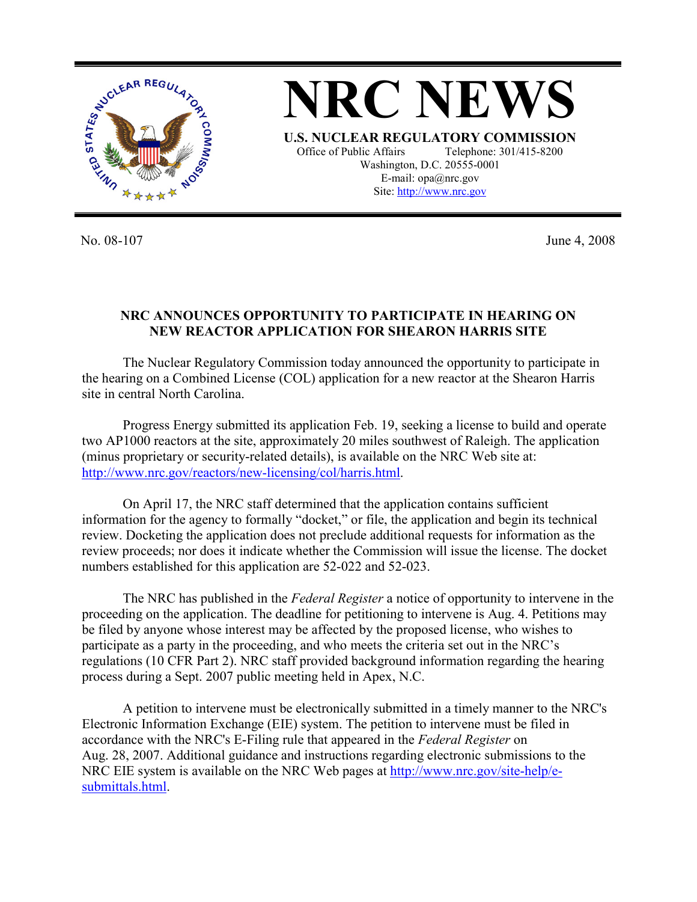# NRC NEWS

**U.S. NUCLEAR REGULATORY COMMISSION**
Office of Public Affairs Telephone: 301/415-8200
Washington, D.C. 20555-0001
E-mail: opa@nrc.gov
Site: http://www.nrc.gov

No. 08-107 June 4, 2008

## NRC ANNOUNCES OPPORTUNITY TO PARTICIPATE IN HEARING ON NEW REACTOR APPLICATION FOR SHEARON HARRIS SITE

The Nuclear Regulatory Commission today announced the opportunity to participate in the hearing on a Combined License (COL) application for a new reactor at the Shearon Harris site in central North Carolina.

Progress Energy submitted its application Feb. 19, seeking a license to build and operate two AP1000 reactors at the site, approximately 20 miles southwest of Raleigh. The application (minus proprietary or security-related details), is available on the NRC Web site at: http://www.nrc.gov/reactors/new-licensing/col/harris.html.

On April 17, the NRC staff determined that the application contains sufficient information for the agency to formally "docket," or file, the application and begin its technical review. Docketing the application does not preclude additional requests for information as the review proceeds; nor does it indicate whether the Commission will issue the license. The docket numbers established for this application are 52-022 and 52-023.

The NRC has published in the *Federal Register* a notice of opportunity to intervene in the proceeding on the application. The deadline for petitioning to intervene is Aug. 4. Petitions may be filed by anyone whose interest may be affected by the proposed license, who wishes to participate as a party in the proceeding, and who meets the criteria set out in the NRC's regulations (10 CFR Part 2). NRC staff provided background information regarding the hearing process during a Sept. 2007 public meeting held in Apex, N.C.

A petition to intervene must be electronically submitted in a timely manner to the NRC's Electronic Information Exchange (EIE) system. The petition to intervene must be filed in accordance with the NRC's E-Filing rule that appeared in the *Federal Register* on Aug. 28, 2007. Additional guidance and instructions regarding electronic submissions to the NRC EIE system is available on the NRC Web pages at http://www.nrc.gov/site-help/e-submittals.html.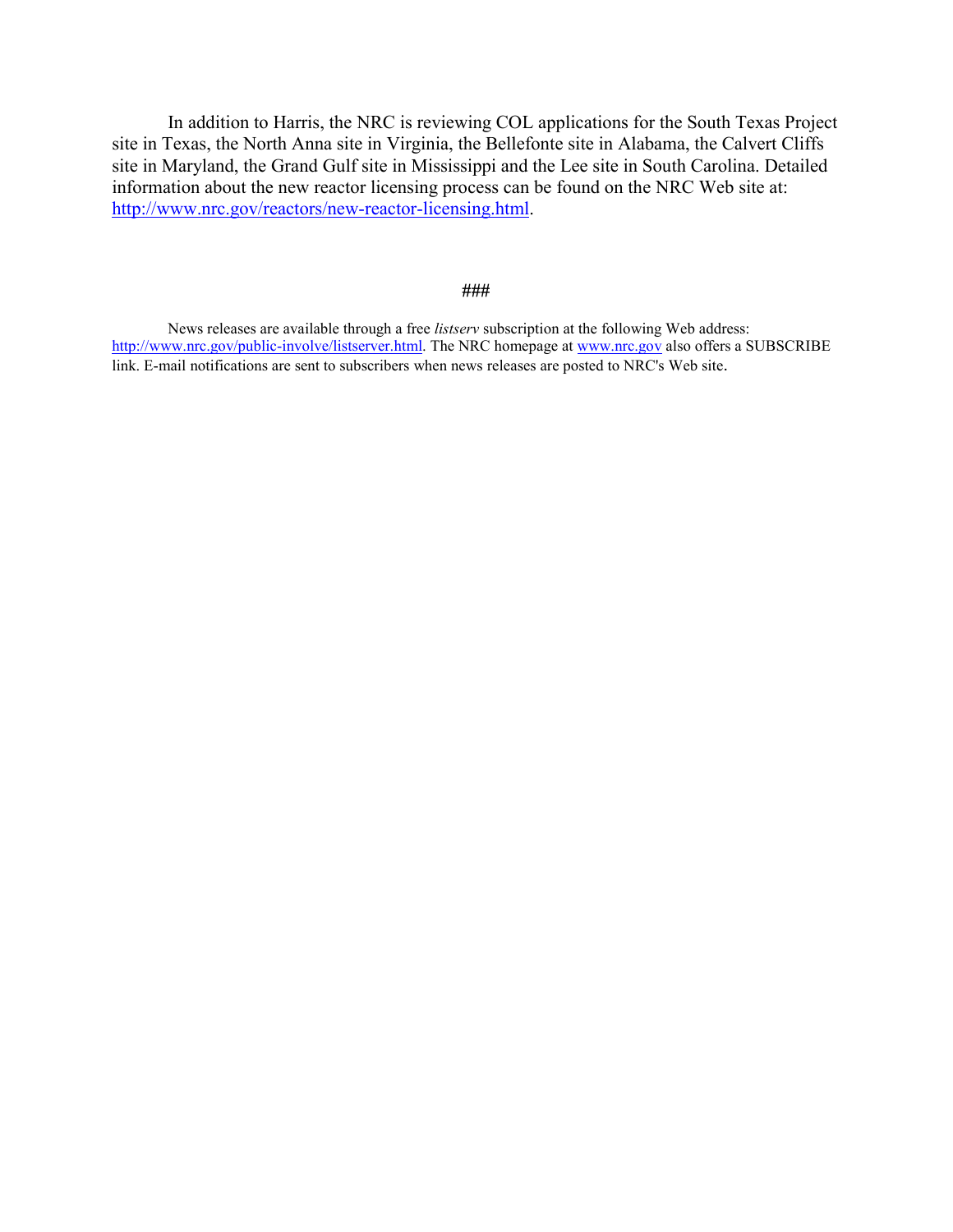In addition to Harris, the NRC is reviewing COL applications for the South Texas Project site in Texas, the North Anna site in Virginia, the Bellefonte site in Alabama, the Calvert Cliffs site in Maryland, the Grand Gulf site in Mississippi and the Lee site in South Carolina. Detailed information about the new reactor licensing process can be found on the NRC Web site at: http://www.nrc.gov/reactors/new-reactor-licensing.html.

###

News releases are available through a free *listserv* subscription at the following Web address: http://www.nrc.gov/public-involve/listserver.html. The NRC homepage at www.nrc.gov also offers a SUBSCRIBE link. E-mail notifications are sent to subscribers when news releases are posted to NRC's Web site.